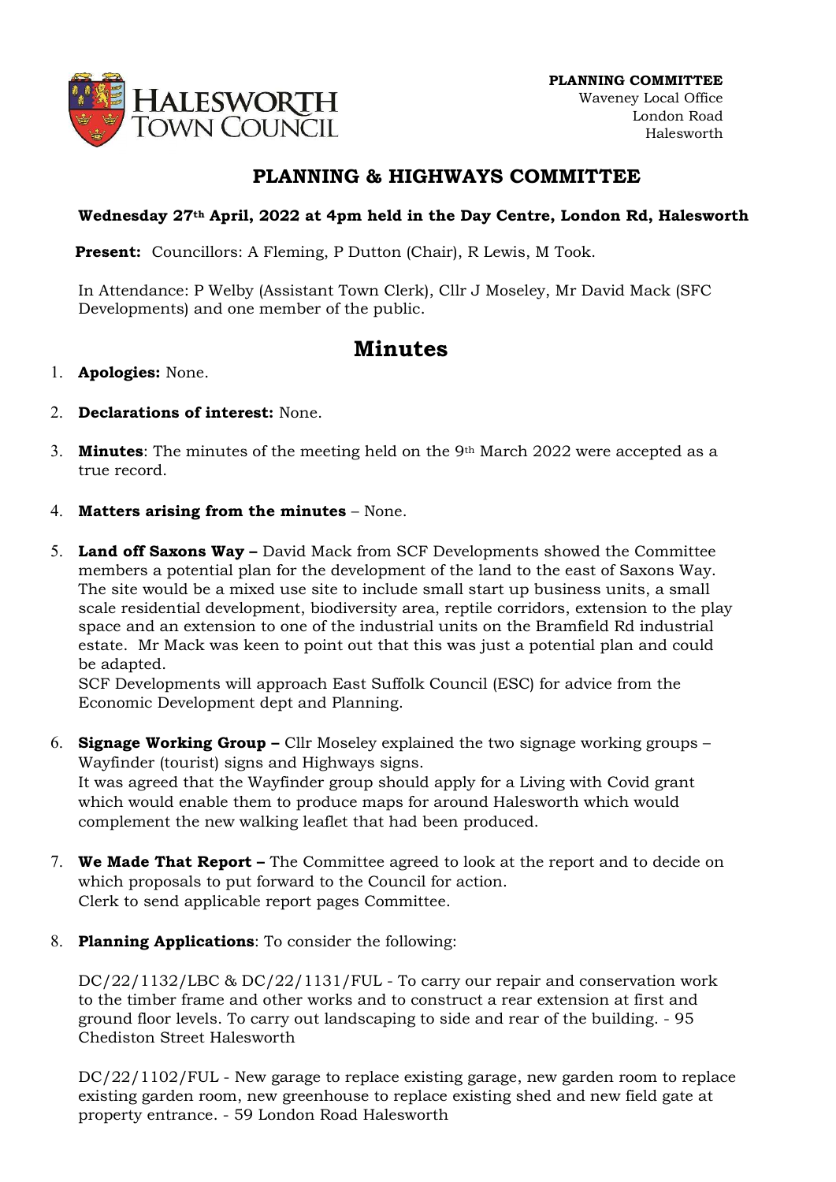HALESWORTH TOWN COUNCIL

**PLANNING COMMITTEE**
Waveney Local Office
London Road
Halesworth

# PLANNING & HIGHWAYS COMMITTEE

**Wednesday 27th April, 2022 at 4pm held in the Day Centre, London Rd, Halesworth**

**Present:** Councillors: A Fleming, P Dutton (Chair), R Lewis, M Took.

In Attendance: P Welby (Assistant Town Clerk), Cllr J Moseley, Mr David Mack (SFC Developments) and one member of the public.

# Minutes

1. **Apologies:** None.

2. **Declarations of interest:** None.

3. **Minutes**: The minutes of the meeting held on the 9th March 2022 were accepted as a true record.

4. **Matters arising from the minutes** – None.

5. **Land off Saxons Way –** David Mack from SCF Developments showed the Committee members a potential plan for the development of the land to the east of Saxons Way. The site would be a mixed use site to include small start up business units, a small scale residential development, biodiversity area, reptile corridors, extension to the play space and an extension to one of the industrial units on the Bramfield Rd industrial estate. Mr Mack was keen to point out that this was just a potential plan and could be adapted.
   SCF Developments will approach East Suffolk Council (ESC) for advice from the Economic Development dept and Planning.

6. **Signage Working Group –** Cllr Moseley explained the two signage working groups – Wayfinder (tourist) signs and Highways signs.
   It was agreed that the Wayfinder group should apply for a Living with Covid grant which would enable them to produce maps for around Halesworth which would complement the new walking leaflet that had been produced.

7. **We Made That Report –** The Committee agreed to look at the report and to decide on which proposals to put forward to the Council for action.
   Clerk to send applicable report pages Committee.

8. **Planning Applications**: To consider the following:

   DC/22/1132/LBC & DC/22/1131/FUL - To carry our repair and conservation work to the timber frame and other works and to construct a rear extension at first and ground floor levels. To carry out landscaping to side and rear of the building. - 95 Chediston Street Halesworth

   DC/22/1102/FUL - New garage to replace existing garage, new garden room to replace existing garden room, new greenhouse to replace existing shed and new field gate at property entrance. - 59 London Road Halesworth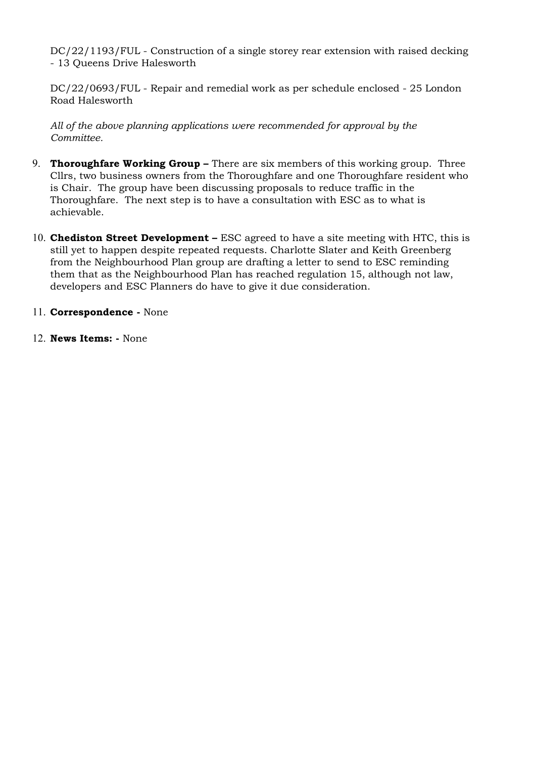DC/22/1193/FUL - Construction of a single storey rear extension with raised decking - 13 Queens Drive Halesworth

DC/22/0693/FUL - Repair and remedial work as per schedule enclosed - 25 London Road Halesworth

*All of the above planning applications were recommended for approval by the Committee.*

9. **Thoroughfare Working Group –** There are six members of this working group. Three Cllrs, two business owners from the Thoroughfare and one Thoroughfare resident who is Chair. The group have been discussing proposals to reduce traffic in the Thoroughfare. The next step is to have a consultation with ESC as to what is achievable.

10. **Chediston Street Development –** ESC agreed to have a site meeting with HTC, this is still yet to happen despite repeated requests. Charlotte Slater and Keith Greenberg from the Neighbourhood Plan group are drafting a letter to send to ESC reminding them that as the Neighbourhood Plan has reached regulation 15, although not law, developers and ESC Planners do have to give it due consideration.

11. **Correspondence -** None

12. **News Items: -** None